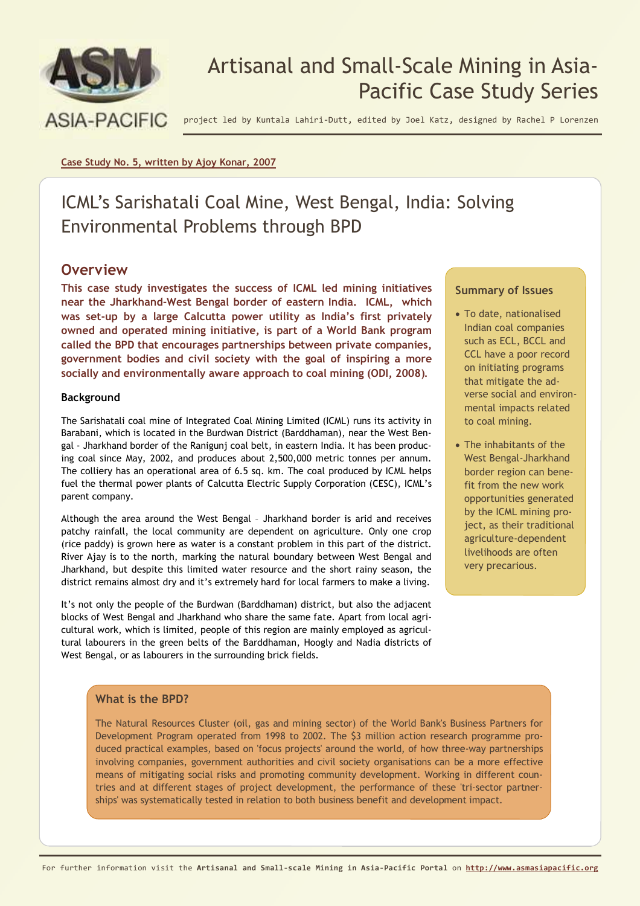# Artisanal and Small-Scale Mining in Asia-Pacific Case Study Series

project led by Kuntala Lahiri-Dutt, edited by Joel Katz, designed by Rachel P Lorenzen

Case Study No. 5, written by Ajoy Konar, 2007

## ICML's Sarishatali Coal Mine, West Bengal, India: Solving Environmental Problems through BPD

### Overview

**This case study investigates the success of ICML led mining initiatives near the Jharkhand-West Bengal border of eastern India. ICML, which was set-up by a large Calcutta power utility as India's first privately owned and operated mining initiative, is part of a World Bank program called the BPD that encourages partnerships between private companies, government bodies and civil society with the goal of inspiring a more socially and environmentally aware approach to coal mining (ODI, 2008).**

#### Background

The Sarishatali coal mine of Integrated Coal Mining Limited (ICML) runs its activity in Barabani, which is located in the Burdwan District (Barddhaman), near the West Bengal - Jharkhand border of the Ranigunj coal belt, in eastern India. It has been producing coal since May, 2002, and produces about 2,500,000 metric tonnes per annum. The colliery has an operational area of 6.5 sq. km. The coal produced by ICML helps fuel the thermal power plants of Calcutta Electric Supply Corporation (CESC), ICML's parent company.

Although the area around the West Bengal – Jharkhand border is arid and receives patchy rainfall, the local community are dependent on agriculture. Only one crop (rice paddy) is grown here as water is a constant problem in this part of the district. River Ajay is to the north, marking the natural boundary between West Bengal and Jharkhand, but despite this limited water resource and the short rainy season, the district remains almost dry and it's extremely hard for local farmers to make a living.

It's not only the people of the Burdwan (Barddhaman) district, but also the adjacent blocks of West Bengal and Jharkhand who share the same fate. Apart from local agricultural work, which is limited, people of this region are mainly employed as agricultural labourers in the green belts of the Barddhaman, Hoogly and Nadia districts of West Bengal, or as labourers in the surrounding brick fields.

#### Summary of Issues

- To date, nationalised Indian coal companies such as ECL, BCCL and CCL have a poor record on initiating programs that mitigate the adverse social and environmental impacts related to coal mining.
- The inhabitants of the West Bengal-Jharkhand border region can benefit from the new work opportunities generated by the ICML mining project, as their traditional agriculture-dependent livelihoods are often very precarious.

#### What is the BPD?

The Natural Resources Cluster (oil, gas and mining sector) of the World Bank's Business Partners for Development Program operated from 1998 to 2002. The $3 million action research programme produced practical examples, based on 'focus projects' around the world, of how three-way partnerships involving companies, government authorities and civil society organisations can be a more effective means of mitigating social risks and promoting community development. Working in different countries and at different stages of project development, the performance of these 'tri-sector partnerships' was systematically tested in relation to both business benefit and development impact.

For further information visit the **Artisanal and Small-scale Mining in Asia-Pacific Portal** on http://www.asmasiapacific.org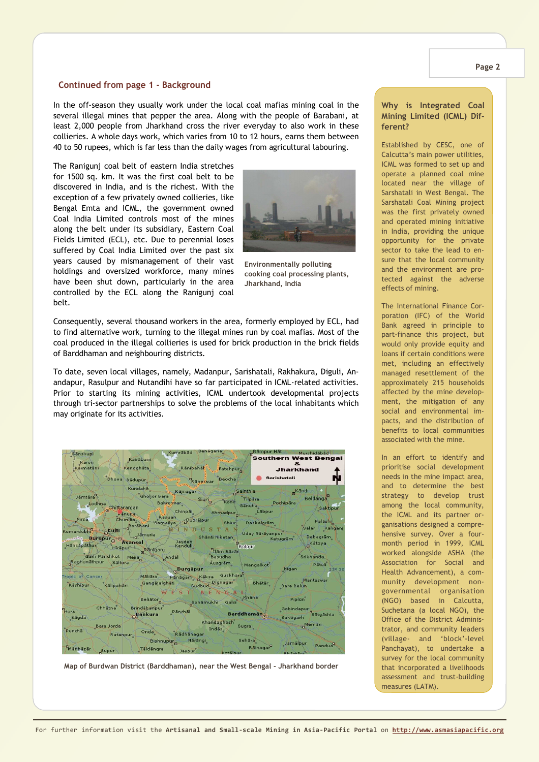## Continued from page 1 - Background

In the off-season they usually work under the local coal mafias mining coal in the several illegal mines that pepper the area. Along with the people of Barabani, at least 2,000 people from Jharkhand cross the river everyday to also work in these collieries. A whole days work, which varies from 10 to 12 hours, earns them between 40 to 50 rupees, which is far less than the daily wages from agricultural labouring.

The Ranigunj coal belt of eastern India stretches for 1500 sq. km. It was the first coal belt to be discovered in India, and is the richest. With the exception of a few privately owned collieries, like Bengal Emta and ICML, the government owned Coal India Limited controls most of the mines along the belt under its subsidiary, Eastern Coal Fields Limited (ECL), etc. Due to perennial loses suffered by Coal India Limited over the past six years caused by mismanagement of their vast holdings and oversized workforce, many mines have been shut down, particularly in the area controlled by the ECL along the Ranigunj coal belt.

**Environmentally polluting cooking coal processing plants, Jharkhand, India**

Consequently, several thousand workers in the area, formerly employed by ECL, had to find alternative work, turning to the illegal mines run by coal mafias. Most of the coal produced in the illegal collieries is used for brick production in the brick fields of Barddhaman and neighbouring districts.

To date, seven local villages, namely, Madanpur, Sarishatali, Rakhakura, Diguli, Anandapur, Rasulpur and Nutandihi have so far participated in ICML-related activities. Prior to starting its mining activities, ICML undertook developmental projects through tri-sector partnerships to solve the problems of the local inhabitants which may originate for its activities.

**Map of Burdwan District (Barddhaman), near the West Bengal - Jharkhand border**

### Why is Integrated Coal Mining Limited (ICML) Different?

Established by CESC, one of Calcutta's main power utilities, ICML was formed to set up and operate a planned coal mine located near the village of Sarshatali in West Bengal. The Sarshatali Coal Mining project was the first privately owned and operated mining initiative in India, providing the unique opportunity for the private sector to take the lead to ensure that the local community and the environment are protected against the adverse effects of mining.

The International Finance Corporation (IFC) of the World Bank agreed in principle to part-finance this project, but would only provide equity and loans if certain conditions were met, including an effectively managed resettlement of the approximately 215 households affected by the mine development, the mitigation of any social and environmental impacts, and the distribution of benefits to local communities associated with the mine.

In an effort to identify and prioritise social development needs in the mine impact area, and to determine the best strategy to develop trust among the local community, the ICML and its partner organisations designed a comprehensive survey. Over a four-month period in 1999, ICML worked alongside ASHA (the Association for Social and Health Advancement), a community development non-governmental organisation (NGO) based in Calcutta, Suchetana (a local NGO), the Office of the District Administrator, and community leaders (village- and 'block'-level Panchayat), to undertake a survey for the local community that incorporated a livelihoods assessment and trust-building measures (LATM).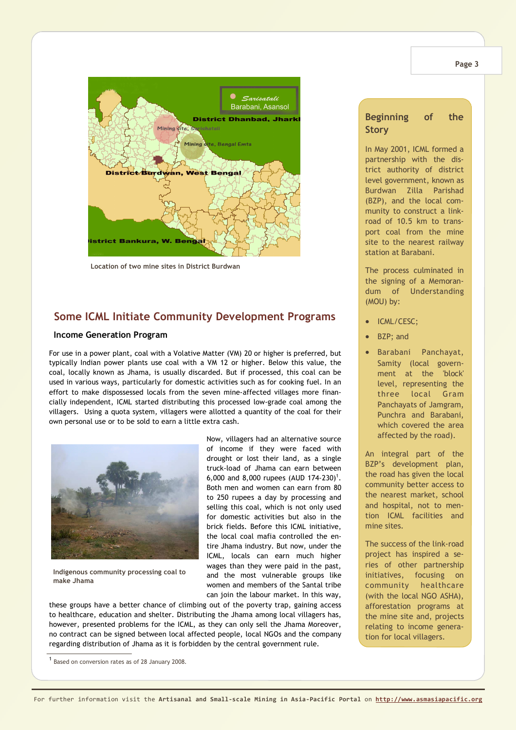Location of two mine sites in District Burdwan

## Some ICML Initiate Community Development Programs

### Income Generation Program

For use in a power plant, coal with a Volative Matter (VM) 20 or higher is preferred, but typically Indian power plants use coal with a VM 12 or higher. Below this value, the coal, locally known as Jhama, is usually discarded. But if processed, this coal can be used in various ways, particularly for domestic activities such as for cooking fuel. In an effort to make dispossessed locals from the seven mine-affected villages more financially independent, ICML started distributing this processed low-grade coal among the villagers. Using a quota system, villagers were allotted a quantity of the coal for their own personal use or to be sold to earn a little extra cash.

Indigenous community processing coal to make Jhama

Now, villagers had an alternative source of income if they were faced with drought or lost their land, as a single truck-load of Jhama can earn between 6,000 and 8,000 rupees (AUD 174-230)[1]. Both men and women can earn from 80 to 250 rupees a day by processing and selling this coal, which is not only used for domestic activities but also in the brick fields. Before this ICML initiative, the local coal mafia controlled the entire Jhama industry. But now, under the ICML, locals can earn much higher wages than they were paid in the past, and the most vulnerable groups like women and members of the Santal tribe can join the labour market. In this way, these groups have a better chance of climbing out of the poverty trap, gaining access to healthcare, education and shelter. Distributing the Jhama among local villagers has, however, presented problems for the ICML, as they can only sell the Jhama Moreover, no contract can be signed between local affected people, local NGOs and the company regarding distribution of Jhama as it is forbidden by the central government rule.

[1] Based on conversion rates as of 28 January 2008.

### Beginning of the Story

In May 2001, ICML formed a partnership with the district authority of district level government, known as Burdwan Zilla Parishad (BZP), and the local community to construct a link-road of 10.5 km to transport coal from the mine site to the nearest railway station at Barabani.

The process culminated in the signing of a Memorandum of Understanding (MOU) by:

- ICML/CESC;
- BZP; and
- Barabani Panchayat, Samity (local government at the 'block' level, representing the three local Gram Panchayats of Jamgram, Punchra and Barabani, which covered the area affected by the road).

An integral part of the BZP's development plan, the road has given the local community better access to the nearest market, school and hospital, not to mention ICML facilities and mine sites.

The success of the link-road project has inspired a series of other partnership initiatives, focusing on community healthcare (with the local NGO ASHA), afforestation programs at the mine site and, projects relating to income generation for local villagers.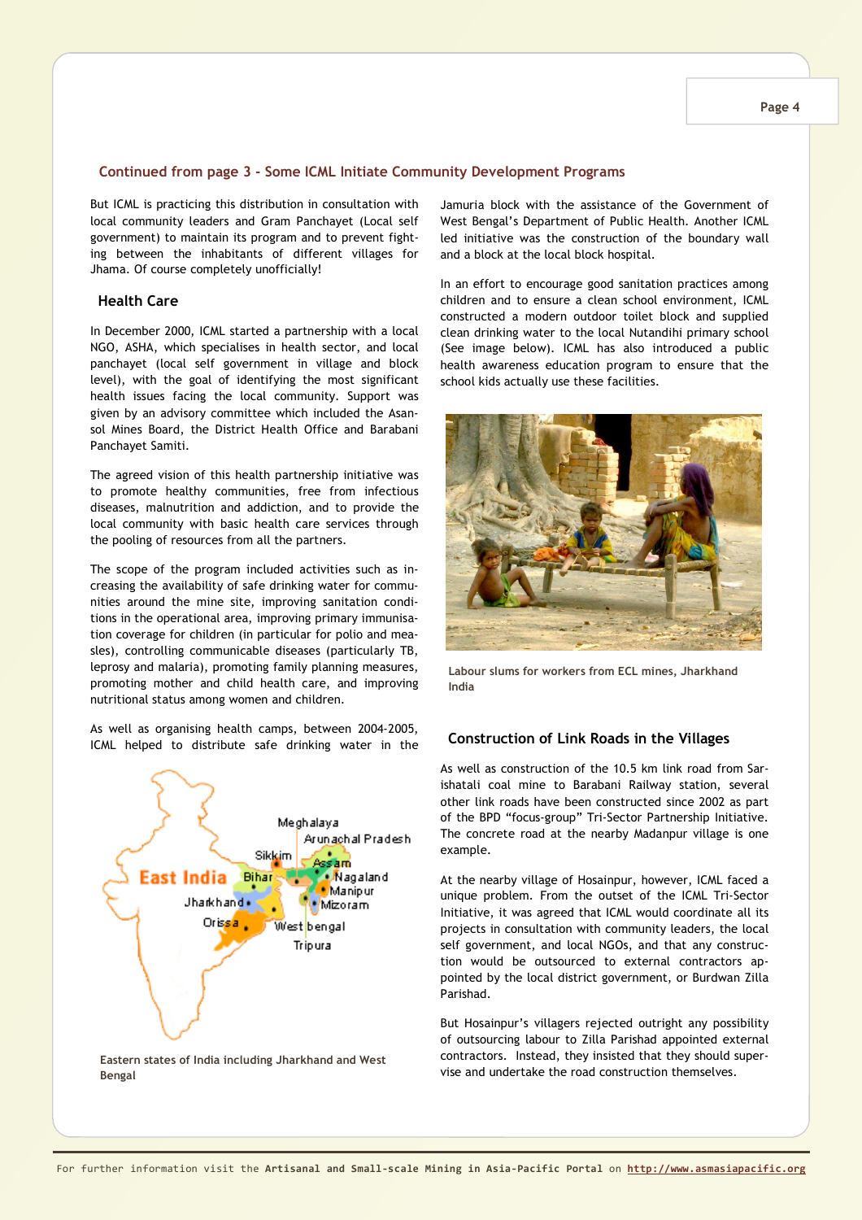## Continued from page 3 - Some ICML Initiate Community Development Programs

But ICML is practicing this distribution in consultation with local community leaders and Gram Panchayet (Local self government) to maintain its program and to prevent fighting between the inhabitants of different villages for Jhama. Of course completely unofficially!

### Health Care

In December 2000, ICML started a partnership with a local NGO, ASHA, which specialises in health sector, and local panchayet (local self government in village and block level), with the goal of identifying the most significant health issues facing the local community. Support was given by an advisory committee which included the Asansol Mines Board, the District Health Office and Barabani Panchayet Samiti.

The agreed vision of this health partnership initiative was to promote healthy communities, free from infectious diseases, malnutrition and addiction, and to provide the local community with basic health care services through the pooling of resources from all the partners.

The scope of the program included activities such as increasing the availability of safe drinking water for communities around the mine site, improving sanitation conditions in the operational area, improving primary immunisation coverage for children (in particular for polio and measles), controlling communicable diseases (particularly TB, leprosy and malaria), promoting family planning measures, promoting mother and child health care, and improving nutritional status among women and children.

As well as organising health camps, between 2004-2005, ICML helped to distribute safe drinking water in the Jamuria block with the assistance of the Government of West Bengal's Department of Public Health. Another ICML led initiative was the construction of the boundary wall and a block at the local block hospital.

In an effort to encourage good sanitation practices among children and to ensure a clean school environment, ICML constructed a modern outdoor toilet block and supplied clean drinking water to the local Nutandihi primary school (See image below). ICML has also introduced a public health awareness education program to ensure that the school kids actually use these facilities.

Labour slums for workers from ECL mines, Jharkhand India

Eastern states of India including Jharkhand and West Bengal

### Construction of Link Roads in the Villages

As well as construction of the 10.5 km link road from Sarishatali coal mine to Barabani Railway station, several other link roads have been constructed since 2002 as part of the BPD "focus-group" Tri-Sector Partnership Initiative. The concrete road at the nearby Madanpur village is one example.

At the nearby village of Hosainpur, however, ICML faced a unique problem. From the outset of the ICML Tri-Sector Initiative, it was agreed that ICML would coordinate all its projects in consultation with community leaders, the local self government, and local NGOs, and that any construction would be outsourced to external contractors appointed by the local district government, or Burdwan Zilla Parishad.

But Hosainpur's villagers rejected outright any possibility of outsourcing labour to Zilla Parishad appointed external contractors. Instead, they insisted that they should supervise and undertake the road construction themselves.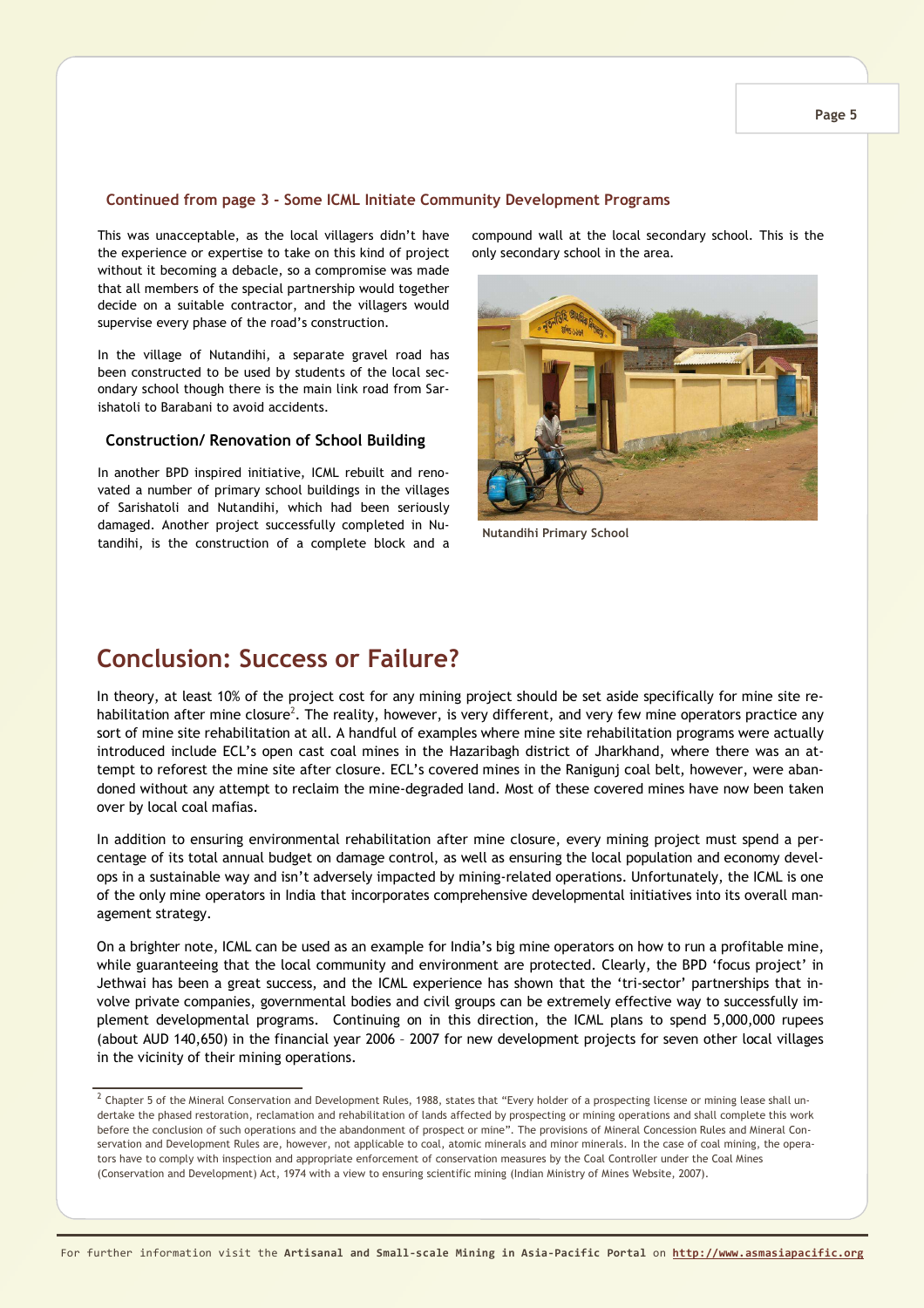### Continued from page 3 - Some ICML Initiate Community Development Programs

This was unacceptable, as the local villagers didn't have the experience or expertise to take on this kind of project without it becoming a debacle, so a compromise was made that all members of the special partnership would together decide on a suitable contractor, and the villagers would supervise every phase of the road's construction.

In the village of Nutandihi, a separate gravel road has been constructed to be used by students of the local secondary school though there is the main link road from Sarishatoli to Barabani to avoid accidents.

### Construction/ Renovation of School Building

In another BPD inspired initiative, ICML rebuilt and renovated a number of primary school buildings in the villages of Sarishatoli and Nutandihi, which had been seriously damaged. Another project successfully completed in Nutandihi, is the construction of a complete block and a compound wall at the local secondary school. This is the only secondary school in the area.

Nutandihi Primary School

## Conclusion: Success or Failure?

In theory, at least 10% of the project cost for any mining project should be set aside specifically for mine site rehabilitation after mine closure[2]. The reality, however, is very different, and very few mine operators practice any sort of mine site rehabilitation at all. A handful of examples where mine site rehabilitation programs were actually introduced include ECL's open cast coal mines in the Hazaribagh district of Jharkhand, where there was an attempt to reforest the mine site after closure. ECL's covered mines in the Ranigunj coal belt, however, were abandoned without any attempt to reclaim the mine-degraded land. Most of these covered mines have now been taken over by local coal mafias.

In addition to ensuring environmental rehabilitation after mine closure, every mining project must spend a percentage of its total annual budget on damage control, as well as ensuring the local population and economy develops in a sustainable way and isn't adversely impacted by mining-related operations. Unfortunately, the ICML is one of the only mine operators in India that incorporates comprehensive developmental initiatives into its overall management strategy.

On a brighter note, ICML can be used as an example for India's big mine operators on how to run a profitable mine, while guaranteeing that the local community and environment are protected. Clearly, the BPD 'focus project' in Jethwai has been a great success, and the ICML experience has shown that the 'tri-sector' partnerships that involve private companies, governmental bodies and civil groups can be extremely effective way to successfully implement developmental programs. Continuing on in this direction, the ICML plans to spend 5,000,000 rupees (about AUD 140,650) in the financial year 2006 – 2007 for new development projects for seven other local villages in the vicinity of their mining operations.

---

[2] Chapter 5 of the Mineral Conservation and Development Rules, 1988, states that "Every holder of a prospecting license or mining lease shall undertake the phased restoration, reclamation and rehabilitation of lands affected by prospecting or mining operations and shall complete this work before the conclusion of such operations and the abandonment of prospect or mine". The provisions of Mineral Concession Rules and Mineral Conservation and Development Rules are, however, not applicable to coal, atomic minerals and minor minerals. In the case of coal mining, the operators have to comply with inspection and appropriate enforcement of conservation measures by the Coal Controller under the Coal Mines (Conservation and Development) Act, 1974 with a view to ensuring scientific mining (Indian Ministry of Mines Website, 2007).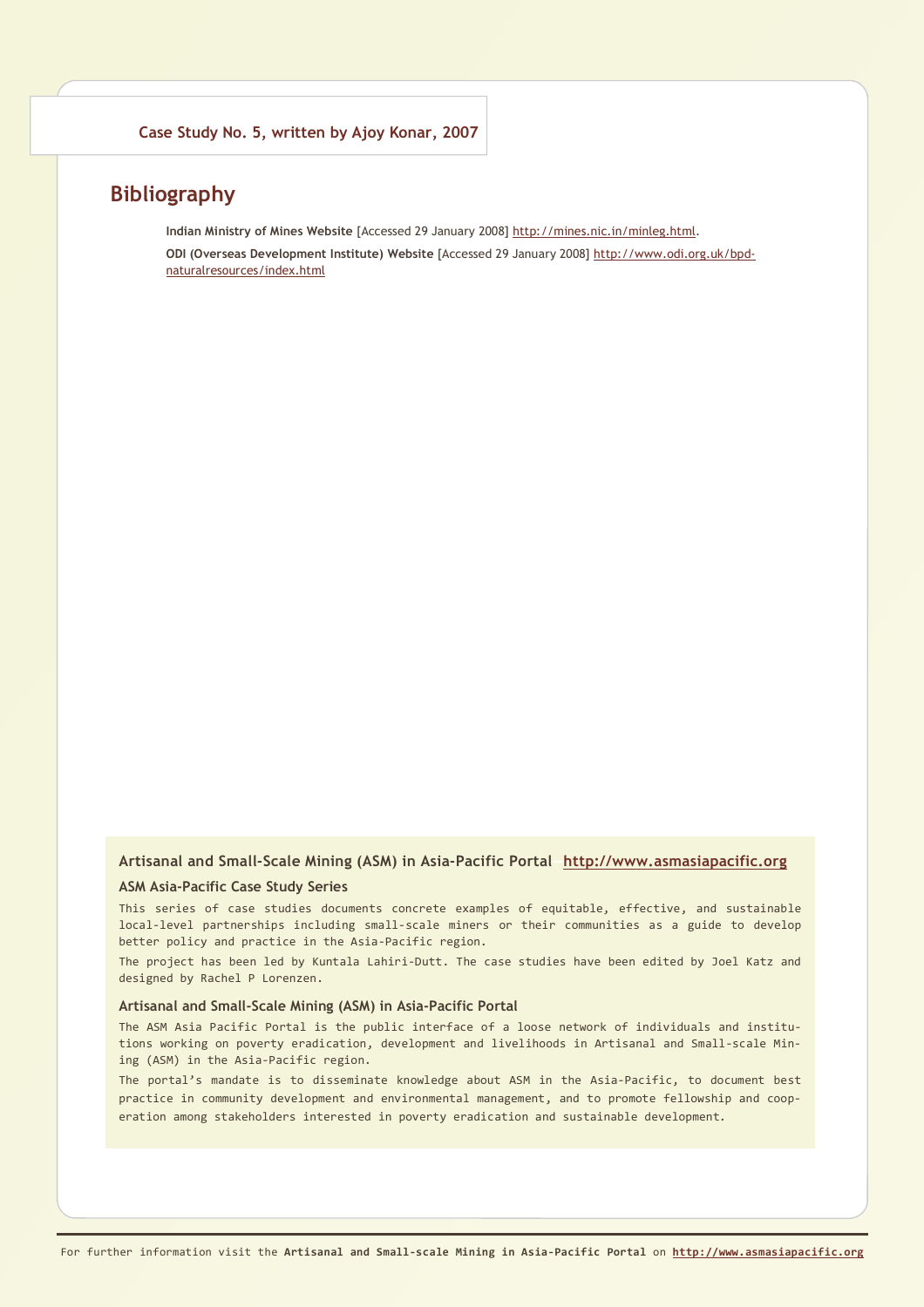Case Study No. 5, written by Ajoy Konar, 2007

## Bibliography

**Indian Ministry of Mines Website** [Accessed 29 January 2008] http://mines.nic.in/minleg.html.

**ODI (Overseas Development Institute) Website** [Accessed 29 January 2008] http://www.odi.org.uk/bpd-naturalresources/index.html

**Artisanal and Small-Scale Mining (ASM) in Asia-Pacific Portal** http://www.asmasiapacific.org

### ASM Asia-Pacific Case Study Series

This series of case studies documents concrete examples of equitable, effective, and sustainable local-level partnerships including small-scale miners or their communities as a guide to develop better policy and practice in the Asia-Pacific region.

The project has been led by Kuntala Lahiri-Dutt. The case studies have been edited by Joel Katz and designed by Rachel P Lorenzen.

### Artisanal and Small-Scale Mining (ASM) in Asia-Pacific Portal

The ASM Asia Pacific Portal is the public interface of a loose network of individuals and institutions working on poverty eradication, development and livelihoods in Artisanal and Small-scale Mining (ASM) in the Asia-Pacific region.

The portal's mandate is to disseminate knowledge about ASM in the Asia-Pacific, to document best practice in community development and environmental management, and to promote fellowship and cooperation among stakeholders interested in poverty eradication and sustainable development.